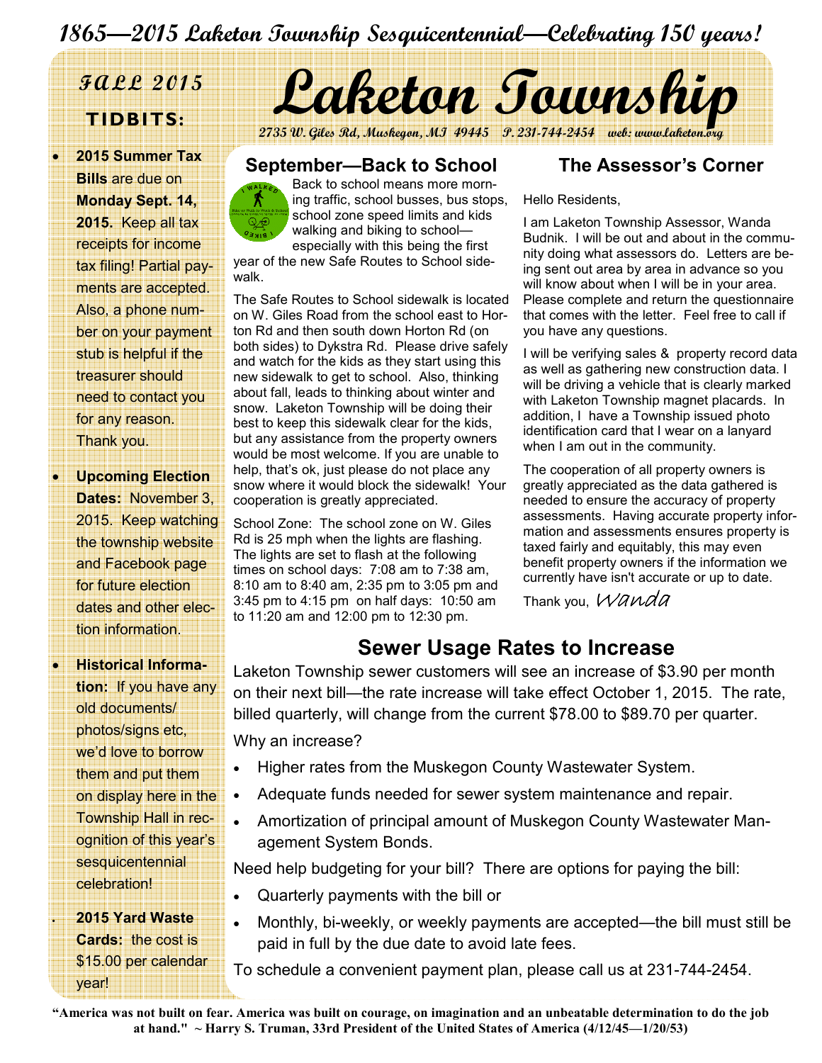# 1865—2015 Laketon Township Sesquicentennial—Celebrating 150 years!

# Laketon Township

2735 W. Giles Rd, Muskegon, MI 49445 P. 231-744-2454 web: www.laketon.org

## FALL 2015 TIDBITS:

- **2015 Summer Tax Bills** are due on **Monday Sept. 14, 2015.** Keep all tax receipts for income tax filing! Partial payments are accepted. Also, a phone number on your payment stub is helpful if the treasurer should need to contact you for any reason. Thank you.
- **Upcoming Election Dates:** November 3, 2015. Keep watching the township website and Facebook page for future election dates and other election information.
- **Historical Information:** If you have any old documents/ photos/signs etc, we'd love to borrow them and put them on display here in the Township Hall in recognition of this year's sesquicentennial celebration!
- **2015 Yard Waste Cards:** the cost is $15.00 per calendar year!

## September—Back to School

Back to school means more morning traffic, school busses, bus stops, school zone speed limits and kids walking and biking to school—especially with this being the first year of the new Safe Routes to School sidewalk.

The Safe Routes to School sidewalk is located on W. Giles Road from the school east to Horton Rd and then south down Horton Rd (on both sides) to Dykstra Rd. Please drive safely and watch for the kids as they start using this new sidewalk to get to school. Also, thinking about fall, leads to thinking about winter and snow. Laketon Township will be doing their best to keep this sidewalk clear for the kids, but any assistance from the property owners would be most welcome. If you are unable to help, that's ok, just please do not place any snow where it would block the sidewalk! Your cooperation is greatly appreciated.

School Zone: The school zone on W. Giles Rd is 25 mph when the lights are flashing. The lights are set to flash at the following times on school days: 7:08 am to 7:38 am, 8:10 am to 8:40 am, 2:35 pm to 3:05 pm and 3:45 pm to 4:15 pm on half days: 10:50 am to 11:20 am and 12:00 pm to 12:30 pm.

## The Assessor's Corner

Hello Residents,

I am Laketon Township Assessor, Wanda Budnik. I will be out and about in the community doing what assessors do. Letters are being sent out area by area in advance so you will know about when I will be in your area. Please complete and return the questionnaire that comes with the letter. Feel free to call if you have any questions.

I will be verifying sales & property record data as well as gathering new construction data. I will be driving a vehicle that is clearly marked with Laketon Township magnet placards. In addition, I have a Township issued photo identification card that I wear on a lanyard when I am out in the community.

The cooperation of all property owners is greatly appreciated as the data gathered is needed to ensure the accuracy of property assessments. Having accurate property information and assessments ensures property is taxed fairly and equitably, this may even benefit property owners if the information we currently have isn't accurate or up to date.

Thank you, *Wanda*

## Sewer Usage Rates to Increase

Laketon Township sewer customers will see an increase of $3.90 per month on their next bill—the rate increase will take effect October 1, 2015. The rate, billed quarterly, will change from the current $78.00 to $89.70 per quarter.

Why an increase?

- Higher rates from the Muskegon County Wastewater System.
- Adequate funds needed for sewer system maintenance and repair.
- Amortization of principal amount of Muskegon County Wastewater Management System Bonds.

Need help budgeting for your bill? There are options for paying the bill:

- Quarterly payments with the bill or
- Monthly, bi-weekly, or weekly payments are accepted—the bill must still be paid in full by the due date to avoid late fees.

To schedule a convenient payment plan, please call us at 231-744-2454.

**"America was not built on fear. America was built on courage, on imagination and an unbeatable determination to do the job at hand." ~ Harry S. Truman, 33rd President of the United States of America (4/12/45—1/20/53)**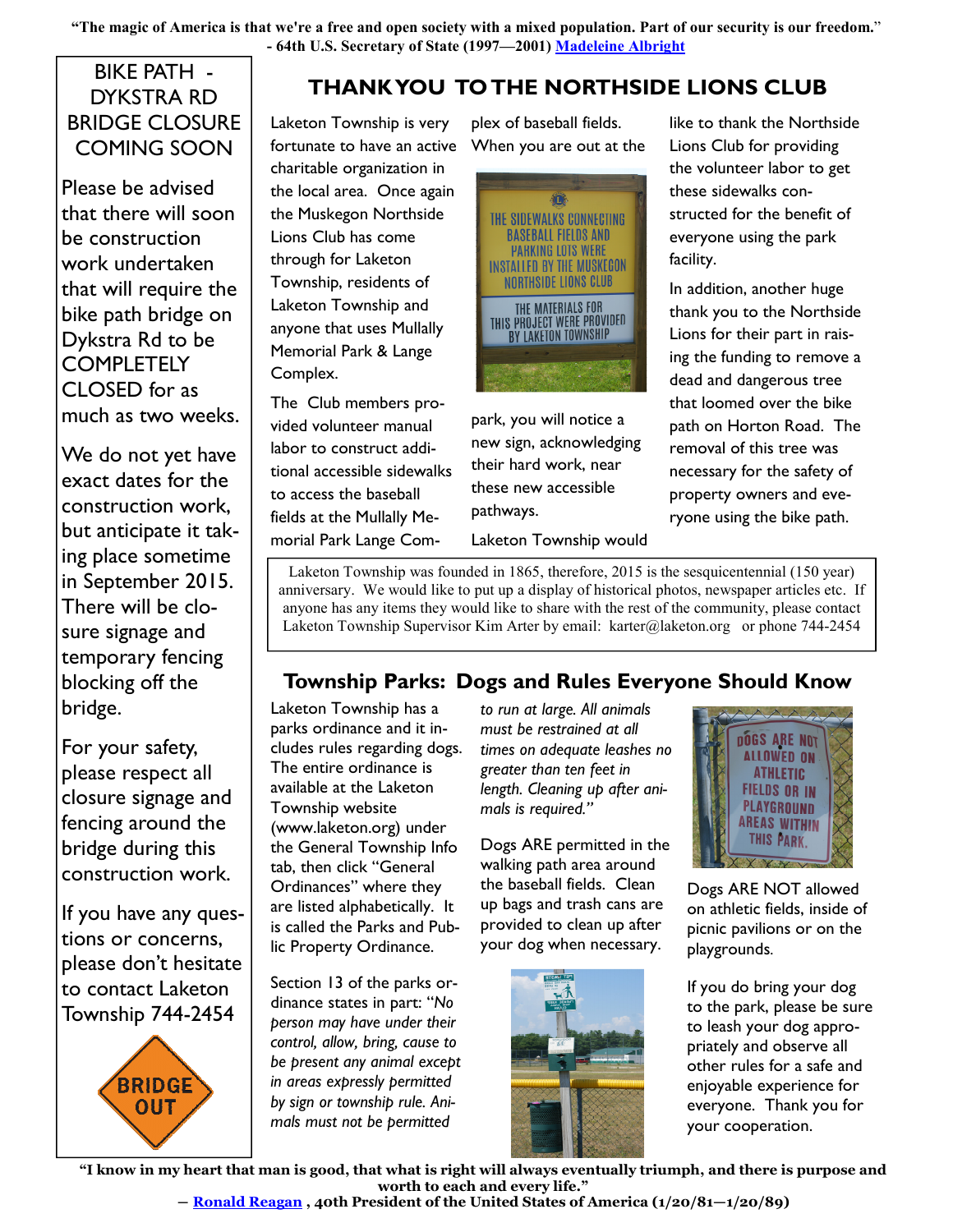"The magic of America is that we're a free and open society with a mixed population. Part of our security is our freedom."
- 64th U.S. Secretary of State (1997—2001) Madeleine Albright

## BIKE PATH - DYKSTRA RD BRIDGE CLOSURE COMING SOON

Please be advised that there will soon be construction work undertaken that will require the bike path bridge on Dykstra Rd to be COMPLETELY CLOSED for as much as two weeks.

We do not yet have exact dates for the construction work, but anticipate it taking place sometime in September 2015. There will be closure signage and temporary fencing blocking off the bridge.

For your safety, please respect all closure signage and fencing around the bridge during this construction work.

If you have any questions or concerns, please don't hesitate to contact Laketon Township 744-2454

BRIDGE OUT

## THANK YOU TO THE NORTHSIDE LIONS CLUB

Laketon Township is very fortunate to have an active charitable organization in the local area. Once again the Muskegon Northside Lions Club has come through for Laketon Township, residents of Laketon Township and anyone that uses Mullally Memorial Park & Lange Complex.

The Club members provided volunteer manual labor to construct additional accessible sidewalks to access the baseball fields at the Mullally Memorial Park Lange Complex of baseball fields. When you are out at the park, you will notice a new sign, acknowledging their hard work, near these new accessible pathways.

THE SIDEWALKS CONNECTING BASEBALL FIELDS AND PARKING LOTS WERE INSTALLED BY THE MUSKEGON NORTHSIDE LIONS CLUB

THE MATERIALS FOR THIS PROJECT WERE PROVIDED BY LAKETON TOWNSHIP

Laketon Township would like to thank the Northside Lions Club for providing the volunteer labor to get these sidewalks constructed for the benefit of everyone using the park facility.

In addition, another huge thank you to the Northside Lions for their part in raising the funding to remove a dead and dangerous tree that loomed over the bike path on Horton Road. The removal of this tree was necessary for the safety of property owners and everyone using the bike path.

Laketon Township was founded in 1865, therefore, 2015 is the sesquicentennial (150 year) anniversary. We would like to put up a display of historical photos, newspaper articles etc. If anyone has any items they would like to share with the rest of the community, please contact Laketon Township Supervisor Kim Arter by email: karter@laketon.org or phone 744-2454

## Township Parks: Dogs and Rules Everyone Should Know

Laketon Township has a parks ordinance and it includes rules regarding dogs. The entire ordinance is available at the Laketon Township website (www.laketon.org) under the General Township Info tab, then click "General Ordinances" where they are listed alphabetically. It is called the Parks and Public Property Ordinance.

Section 13 of the parks ordinance states in part: "*No person may have under their control, allow, bring, cause to be present any animal except in areas expressly permitted by sign or township rule. Animals must not be permitted to run at large. All animals must be restrained at all times on adequate leashes no greater than ten feet in length. Cleaning up after animals is required.*"

Dogs ARE permitted in the walking path area around the baseball fields. Clean up bags and trash cans are provided to clean up after your dog when necessary.

DOGS ARE NOT ALLOWED ON ATHLETIC FIELDS OR IN PLAYGROUND AREAS WITHIN THIS PARK.

Dogs ARE NOT allowed on athletic fields, inside of picnic pavilions or on the playgrounds.

If you do bring your dog to the park, please be sure to leash your dog appropriately and observe all other rules for a safe and enjoyable experience for everyone. Thank you for your cooperation.

"I know in my heart that man is good, that what is right will always eventually triumph, and there is purpose and worth to each and every life."
– Ronald Reagan, 40th President of the United States of America (1/20/81—1/20/89)